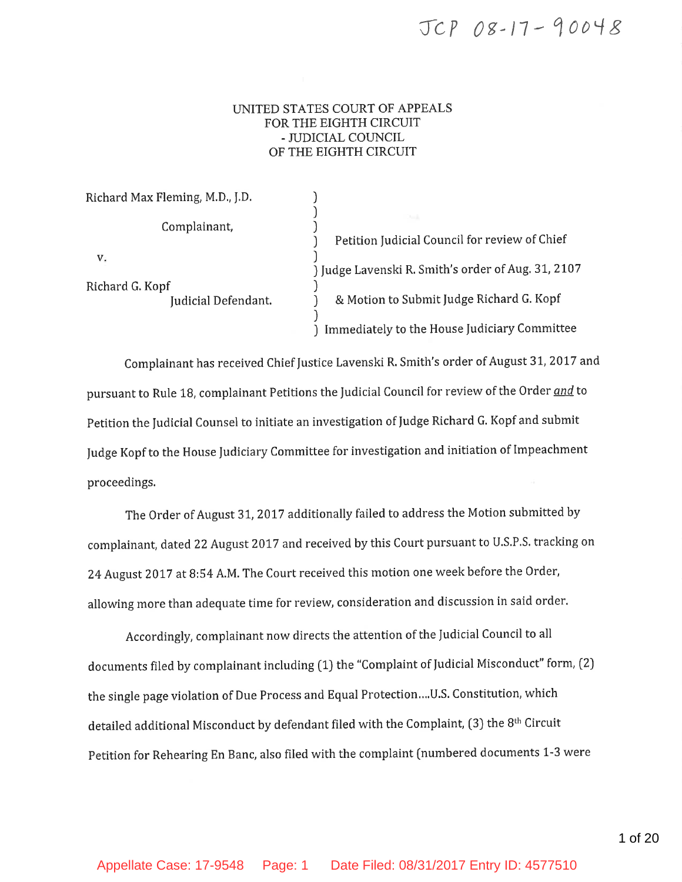JCP 08-17-90048

UNITED STATES COURT OF APPEALS
FOR THE EIGHTH CIRCUIT
- JUDICIAL COUNCIL
OF THE EIGHTH CIRCUIT

| | |
|---|---|
| Richard Max Fleming, M.D., J.D.<br><br>Complainant,<br><br>v.<br><br>Richard G. Kopf<br>Judicial Defendant. | Petition Judicial Council for review of Chief Judge Lavenski R. Smith's order of Aug. 31, 2107<br><br>& Motion to Submit Judge Richard G. Kopf Immediately to the House Judiciary Committee |

Complainant has received Chief Justice Lavenski R. Smith's order of August 31, 2017 and pursuant to Rule 18, complainant Petitions the Judicial Council for review of the Order *and* to Petition the Judicial Counsel to initiate an investigation of Judge Richard G. Kopf and submit Judge Kopf to the House Judiciary Committee for investigation and initiation of Impeachment proceedings.

The Order of August 31, 2017 additionally failed to address the Motion submitted by complainant, dated 22 August 2017 and received by this Court pursuant to U.S.P.S. tracking on 24 August 2017 at 8:54 A.M. The Court received this motion one week before the Order, allowing more than adequate time for review, consideration and discussion in said order.

Accordingly, complainant now directs the attention of the Judicial Council to all documents filed by complainant including (1) the "Complaint of Judicial Misconduct" form, (2) the single page violation of Due Process and Equal Protection....U.S. Constitution, which detailed additional Misconduct by defendant filed with the Complaint, (3) the 8th Circuit Petition for Rehearing En Banc, also filed with the complaint (numbered documents 1-3 were

Appellate Case: 17-9548 Page: 1 Date Filed: 08/31/2017 Entry ID: 4577510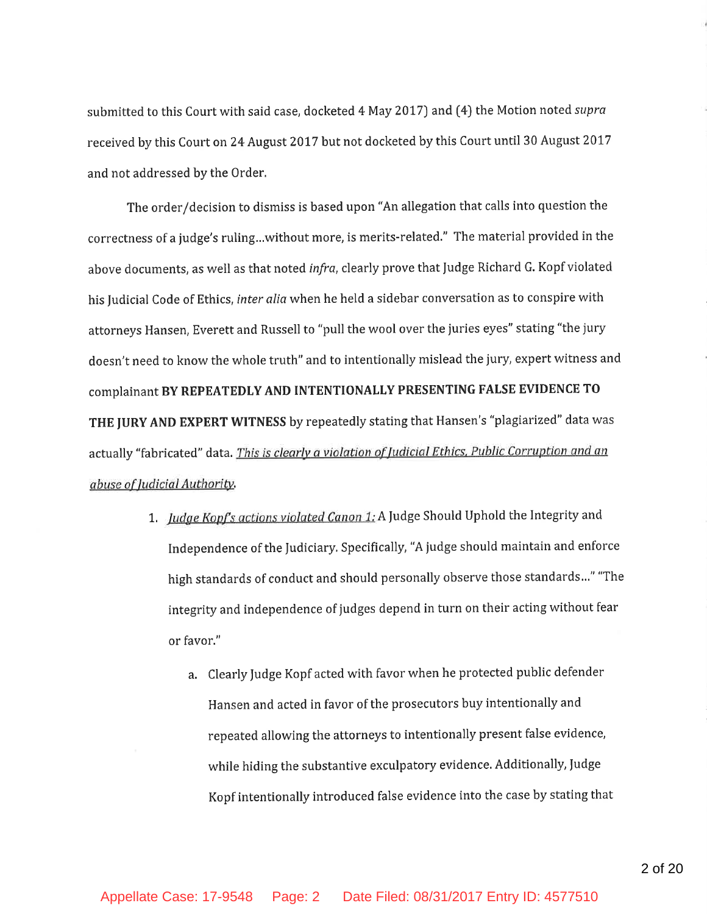submitted to this Court with said case, docketed 4 May 2017) and (4) the Motion noted *supra* received by this Court on 24 August 2017 but not docketed by this Court until 30 August 2017 and not addressed by the Order.

The order/decision to dismiss is based upon "An allegation that calls into question the correctness of a judge's ruling...without more, is merits-related." The material provided in the above documents, as well as that noted *infra*, clearly prove that Judge Richard G. Kopf violated his Judicial Code of Ethics, *inter alia* when he held a sidebar conversation as to conspire with attorneys Hansen, Everett and Russell to "pull the wool over the juries eyes" stating "the jury doesn't need to know the whole truth" and to intentionally mislead the jury, expert witness and complainant **BY REPEATEDLY AND INTENTIONALLY PRESENTING FALSE EVIDENCE TO THE JURY AND EXPERT WITNESS** by repeatedly stating that Hansen's "plagiarized" data was actually "fabricated" data. *This is clearly a violation of Judicial Ethics, Public Corruption and an abuse of Judicial Authority.*

1. *Judge Kopf's actions violated Canon 1:* A Judge Should Uphold the Integrity and Independence of the Judiciary. Specifically, "A judge should maintain and enforce high standards of conduct and should personally observe those standards..." "The integrity and independence of judges depend in turn on their acting without fear or favor."
   a. Clearly Judge Kopf acted with favor when he protected public defender Hansen and acted in favor of the prosecutors buy intentionally and repeated allowing the attorneys to intentionally present false evidence, while hiding the substantive exculpatory evidence. Additionally, Judge Kopf intentionally introduced false evidence into the case by stating that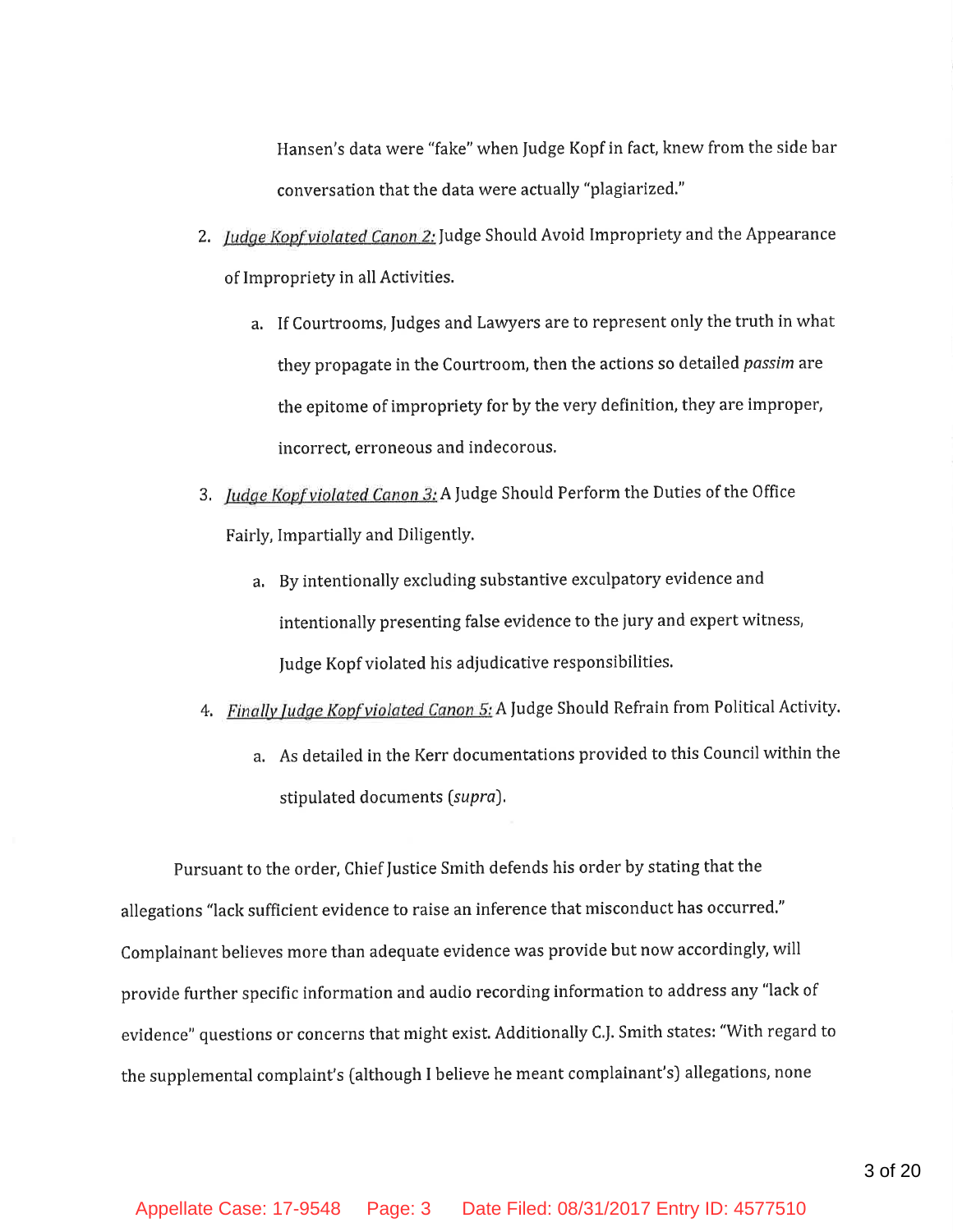Hansen's data were "fake" when Judge Kopf in fact, knew from the side bar conversation that the data were actually "plagiarized."

2. *Judge Kopf violated Canon 2:* Judge Should Avoid Impropriety and the Appearance of Impropriety in all Activities.

    a. If Courtrooms, Judges and Lawyers are to represent only the truth in what they propagate in the Courtroom, then the actions so detailed *passim* are the epitome of impropriety for by the very definition, they are improper, incorrect, erroneous and indecorous.

3. *Judge Kopf violated Canon 3:* A Judge Should Perform the Duties of the Office Fairly, Impartially and Diligently.

    a. By intentionally excluding substantive exculpatory evidence and intentionally presenting false evidence to the jury and expert witness, Judge Kopf violated his adjudicative responsibilities.

4. *Finally Judge Kopf violated Canon 5:* A Judge Should Refrain from Political Activity.

    a. As detailed in the Kerr documentations provided to this Council within the stipulated documents (*supra*).

Pursuant to the order, Chief Justice Smith defends his order by stating that the allegations "lack sufficient evidence to raise an inference that misconduct has occurred." Complainant believes more than adequate evidence was provide but now accordingly, will provide further specific information and audio recording information to address any "lack of evidence" questions or concerns that might exist. Additionally C.J. Smith states: "With regard to the supplemental complaint's (although I believe he meant complainant's) allegations, none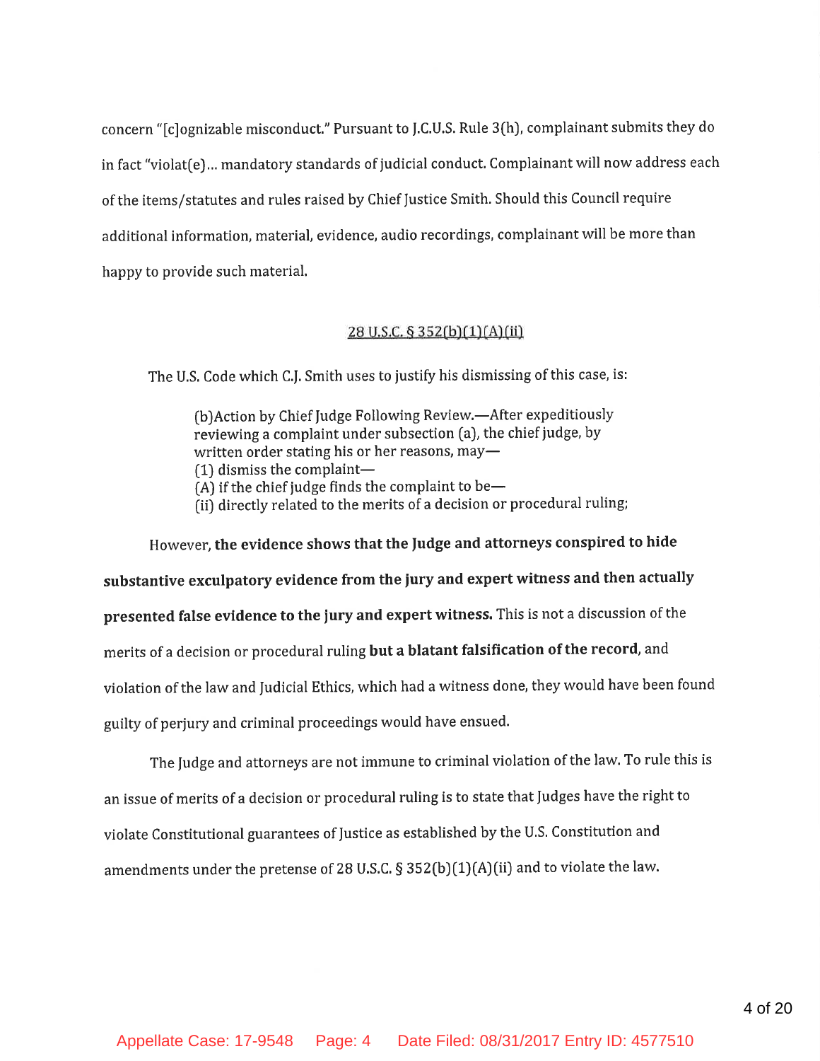concern "[c]ognizable misconduct." Pursuant to J.C.U.S. Rule 3(h), complainant submits they do in fact "violat(e)... mandatory standards of judicial conduct. Complainant will now address each of the items/statutes and rules raised by Chief Justice Smith. Should this Council require additional information, material, evidence, audio recordings, complainant will be more than happy to provide such material.

<u>28 U.S.C. § 352(b)(1)(A)(ii)</u>

The U.S. Code which C.J. Smith uses to justify his dismissing of this case, is:

> (b)Action by Chief Judge Following Review.—After expeditiously reviewing a complaint under subsection (a), the chief judge, by written order stating his or her reasons, may—
> (1) dismiss the complaint—
> (A) if the chief judge finds the complaint to be—
> (ii) directly related to the merits of a decision or procedural ruling;

However, **the evidence shows that the Judge and attorneys conspired to hide substantive exculpatory evidence from the jury and expert witness and then actually presented false evidence to the jury and expert witness.** This is not a discussion of the merits of a decision or procedural ruling **but a blatant falsification of the record**, and violation of the law and Judicial Ethics, which had a witness done, they would have been found guilty of perjury and criminal proceedings would have ensued.

The Judge and attorneys are not immune to criminal violation of the law. To rule this is an issue of merits of a decision or procedural ruling is to state that Judges have the right to violate Constitutional guarantees of Justice as established by the U.S. Constitution and amendments under the pretense of 28 U.S.C. § 352(b)(1)(A)(ii) and to violate the law.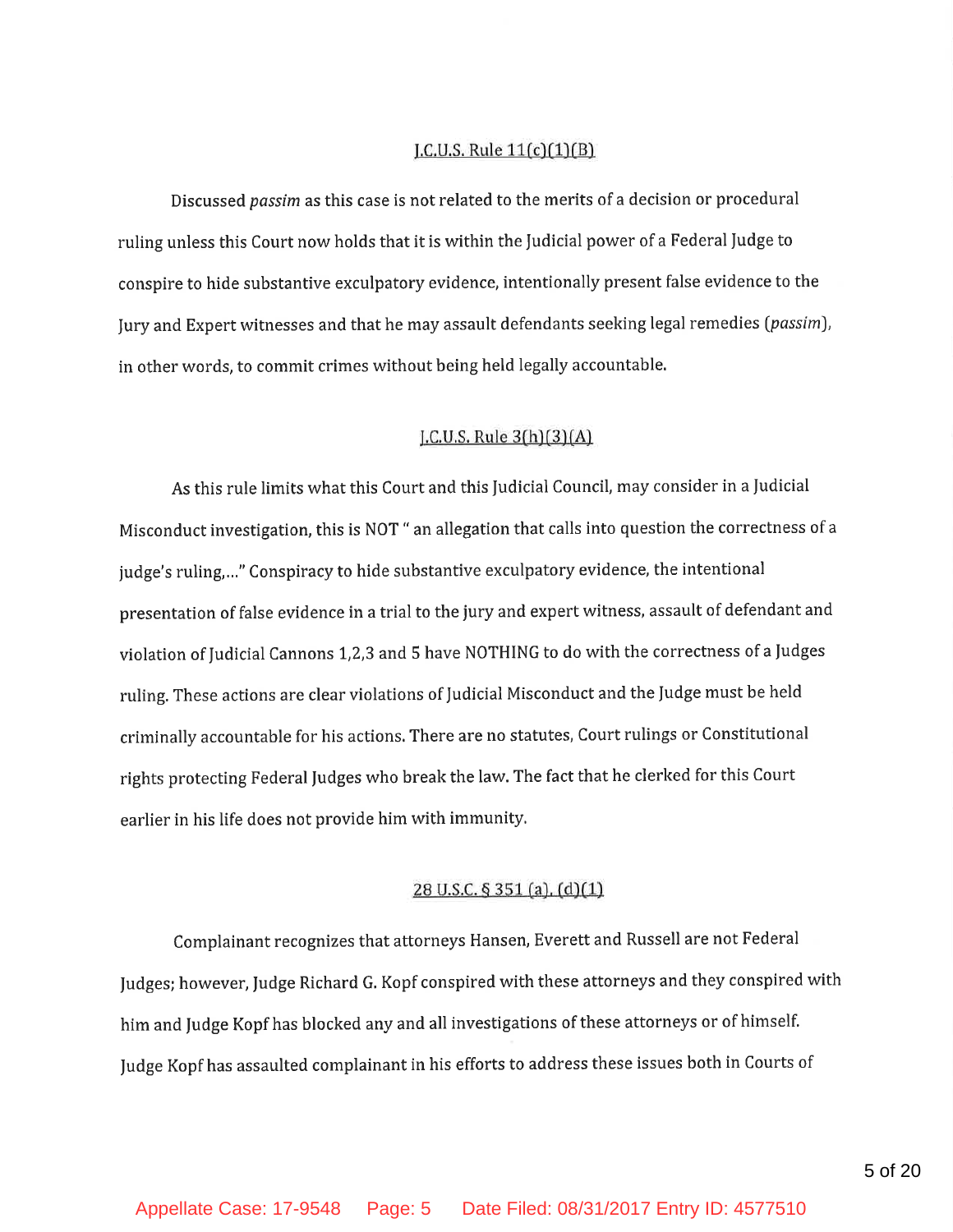J.C.U.S. Rule 11(c)(1)(B)

Discussed *passim* as this case is not related to the merits of a decision or procedural ruling unless this Court now holds that it is within the Judicial power of a Federal Judge to conspire to hide substantive exculpatory evidence, intentionally present false evidence to the Jury and Expert witnesses and that he may assault defendants seeking legal remedies (*passim*), in other words, to commit crimes without being held legally accountable.

J.C.U.S. Rule 3(h)(3)(A)

As this rule limits what this Court and this Judicial Council, may consider in a Judicial Misconduct investigation, this is NOT " an allegation that calls into question the correctness of a judge's ruling,..." Conspiracy to hide substantive exculpatory evidence, the intentional presentation of false evidence in a trial to the jury and expert witness, assault of defendant and violation of Judicial Cannons 1,2,3 and 5 have NOTHING to do with the correctness of a Judges ruling. These actions are clear violations of Judicial Misconduct and the Judge must be held criminally accountable for his actions. There are no statutes, Court rulings or Constitutional rights protecting Federal Judges who break the law. The fact that he clerked for this Court earlier in his life does not provide him with immunity.

28 U.S.C. § 351 (a), (d)(1)

Complainant recognizes that attorneys Hansen, Everett and Russell are not Federal Judges; however, Judge Richard G. Kopf conspired with these attorneys and they conspired with him and Judge Kopf has blocked any and all investigations of these attorneys or of himself. Judge Kopf has assaulted complainant in his efforts to address these issues both in Courts of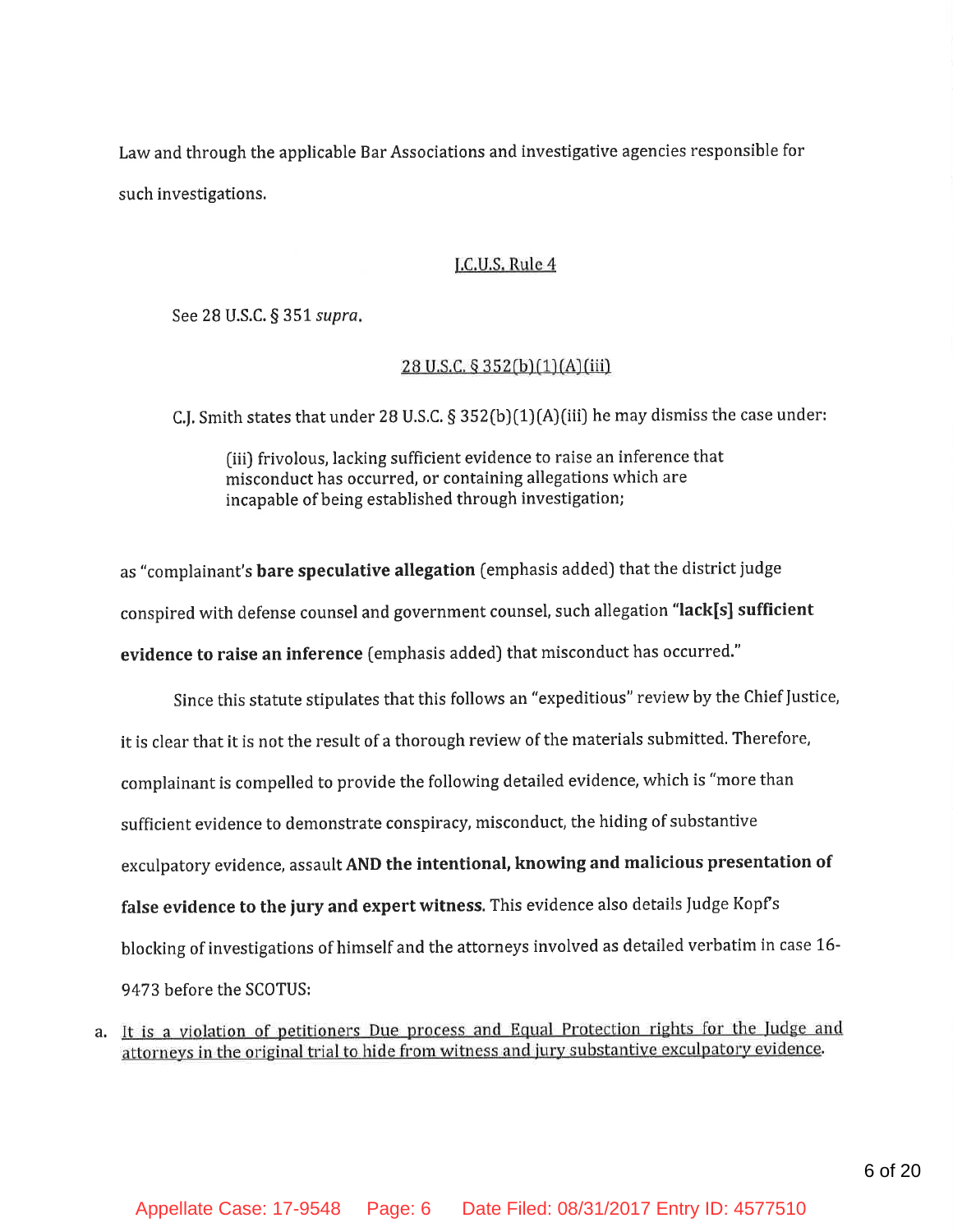Law and through the applicable Bar Associations and investigative agencies responsible for such investigations.

<u>J.C.U.S. Rule 4</u>

See 28 U.S.C. § 351 *supra*.

<u>28 U.S.C. § 352(b)(1)(A)(iii)</u>

C.J. Smith states that under 28 U.S.C. § 352(b)(1)(A)(iii) he may dismiss the case under:

> (iii) frivolous, lacking sufficient evidence to raise an inference that misconduct has occurred, or containing allegations which are incapable of being established through investigation;

as "complainant's **bare speculative allegation** (emphasis added) that the district judge conspired with defense counsel and government counsel, such allegation **"lack[s] sufficient evidence to raise an inference** (emphasis added) that misconduct has occurred."

Since this statute stipulates that this follows an "expeditious" review by the Chief Justice, it is clear that it is not the result of a thorough review of the materials submitted. Therefore, complainant is compelled to provide the following detailed evidence, which is "more than sufficient evidence to demonstrate conspiracy, misconduct, the hiding of substantive exculpatory evidence, assault **AND the intentional, knowing and malicious presentation of false evidence to the jury and expert witness.** This evidence also details Judge Kopf's blocking of investigations of himself and the attorneys involved as detailed verbatim in case 16-9473 before the SCOTUS:

a. <u>It is a violation of petitioners Due process and Equal Protection rights for the Judge and attorneys in the original trial to hide from witness and jury substantive exculpatory evidence.</u>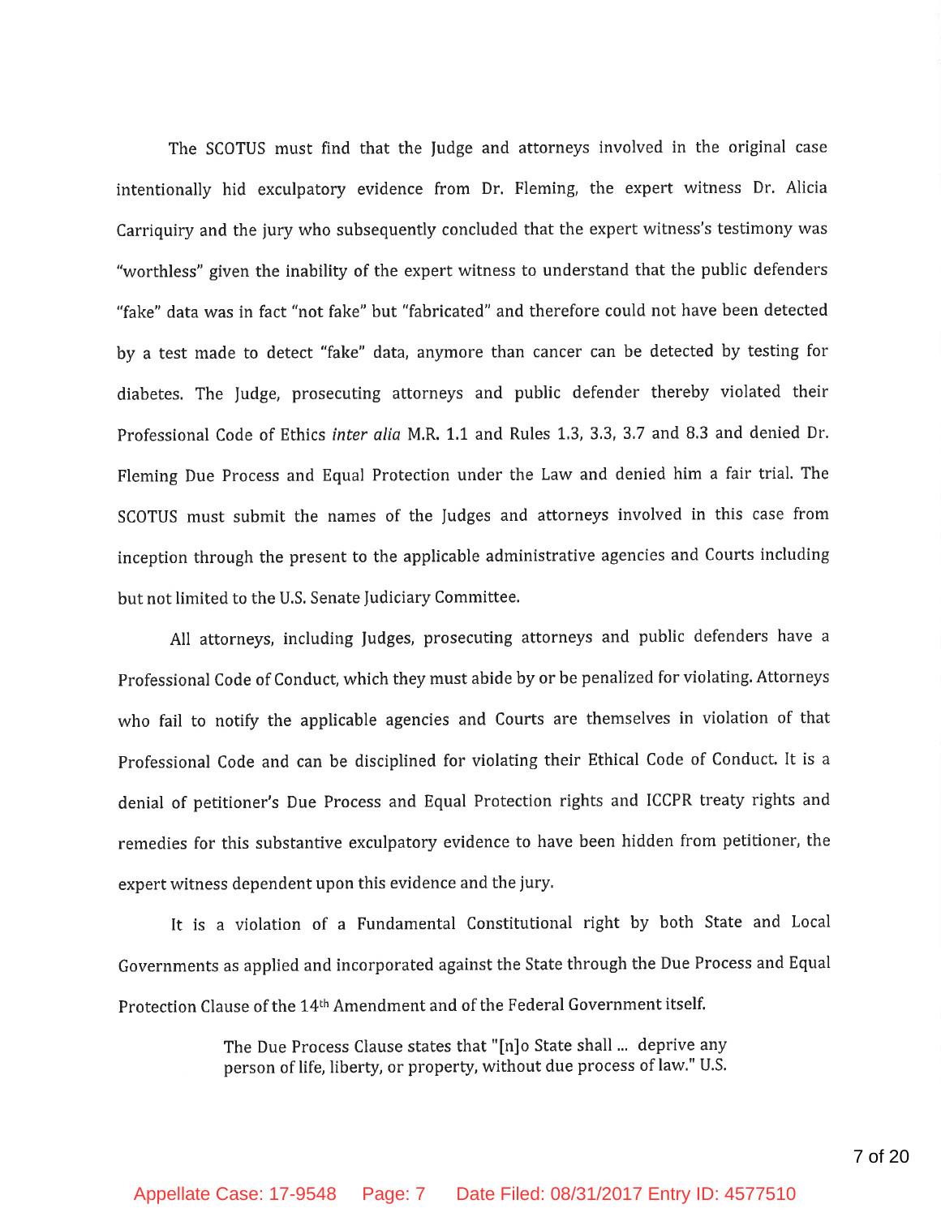The SCOTUS must find that the Judge and attorneys involved in the original case intentionally hid exculpatory evidence from Dr. Fleming, the expert witness Dr. Alicia Carriquiry and the jury who subsequently concluded that the expert witness's testimony was "worthless" given the inability of the expert witness to understand that the public defenders "fake" data was in fact "not fake" but "fabricated" and therefore could not have been detected by a test made to detect "fake" data, anymore than cancer can be detected by testing for diabetes. The Judge, prosecuting attorneys and public defender thereby violated their Professional Code of Ethics *inter alia* M.R. 1.1 and Rules 1.3, 3.3, 3.7 and 8.3 and denied Dr. Fleming Due Process and Equal Protection under the Law and denied him a fair trial. The SCOTUS must submit the names of the Judges and attorneys involved in this case from inception through the present to the applicable administrative agencies and Courts including but not limited to the U.S. Senate Judiciary Committee.

All attorneys, including Judges, prosecuting attorneys and public defenders have a Professional Code of Conduct, which they must abide by or be penalized for violating. Attorneys who fail to notify the applicable agencies and Courts are themselves in violation of that Professional Code and can be disciplined for violating their Ethical Code of Conduct. It is a denial of petitioner's Due Process and Equal Protection rights and ICCPR treaty rights and remedies for this substantive exculpatory evidence to have been hidden from petitioner, the expert witness dependent upon this evidence and the jury.

It is a violation of a Fundamental Constitutional right by both State and Local Governments as applied and incorporated against the State through the Due Process and Equal Protection Clause of the 14th Amendment and of the Federal Government itself.

> The Due Process Clause states that "[n]o State shall ... deprive any person of life, liberty, or property, without due process of law." U.S.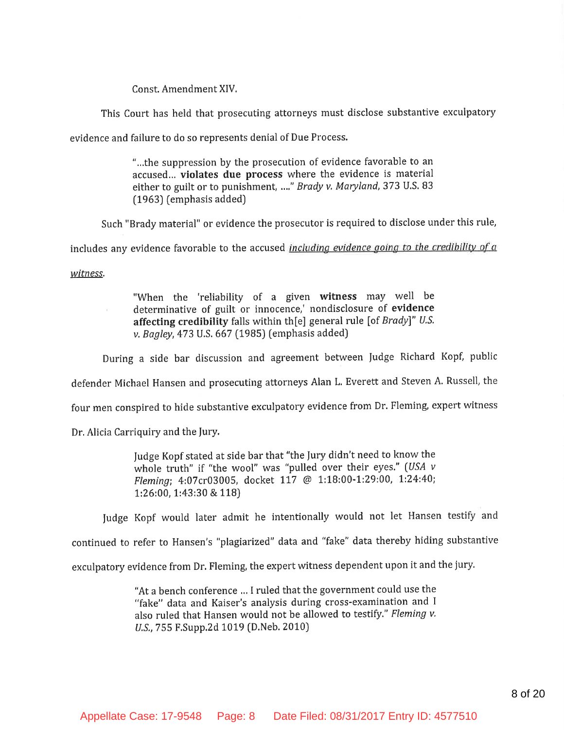Const. Amendment XIV.

This Court has held that prosecuting attorneys must disclose substantive exculpatory evidence and failure to do so represents denial of Due Process.

> "...the suppression by the prosecution of evidence favorable to an accused... **violates due process** where the evidence is material either to guilt or to punishment, ...." *Brady v. Maryland*, 373 U.S. 83 (1963) (emphasis added)

Such "Brady material" or evidence the prosecutor is required to disclose under this rule, includes any evidence favorable to the accused *including evidence going to the credibility of a witness*.

> "When the 'reliability of a given **witness** may well be determinative of guilt or innocence,' nondisclosure of **evidence affecting credibility** falls within th[e] general rule [of *Brady*]" *U.S. v. Bagley*, 473 U.S. 667 (1985) (emphasis added)

During a side bar discussion and agreement between Judge Richard Kopf, public defender Michael Hansen and prosecuting attorneys Alan L. Everett and Steven A. Russell, the four men conspired to hide substantive exculpatory evidence from Dr. Fleming, expert witness Dr. Alicia Carriquiry and the Jury.

> Judge Kopf stated at side bar that "the Jury didn't need to know the whole truth" if "the wool" was "pulled over their eyes." (*USA v Fleming*; 4:07cr03005, docket 117 @ 1:18:00-1:29:00, 1:24:40; 1:26:00, 1:43:30 & 118)

Judge Kopf would later admit he intentionally would not let Hansen testify and continued to refer to Hansen's "plagiarized" data and "fake" data thereby hiding substantive exculpatory evidence from Dr. Fleming, the expert witness dependent upon it and the jury.

> "At a bench conference ... I ruled that the government could use the "fake" data and Kaiser's analysis during cross-examination and I also ruled that Hansen would not be allowed to testify." *Fleming v. U.S.*, 755 F.Supp.2d 1019 (D.Neb. 2010)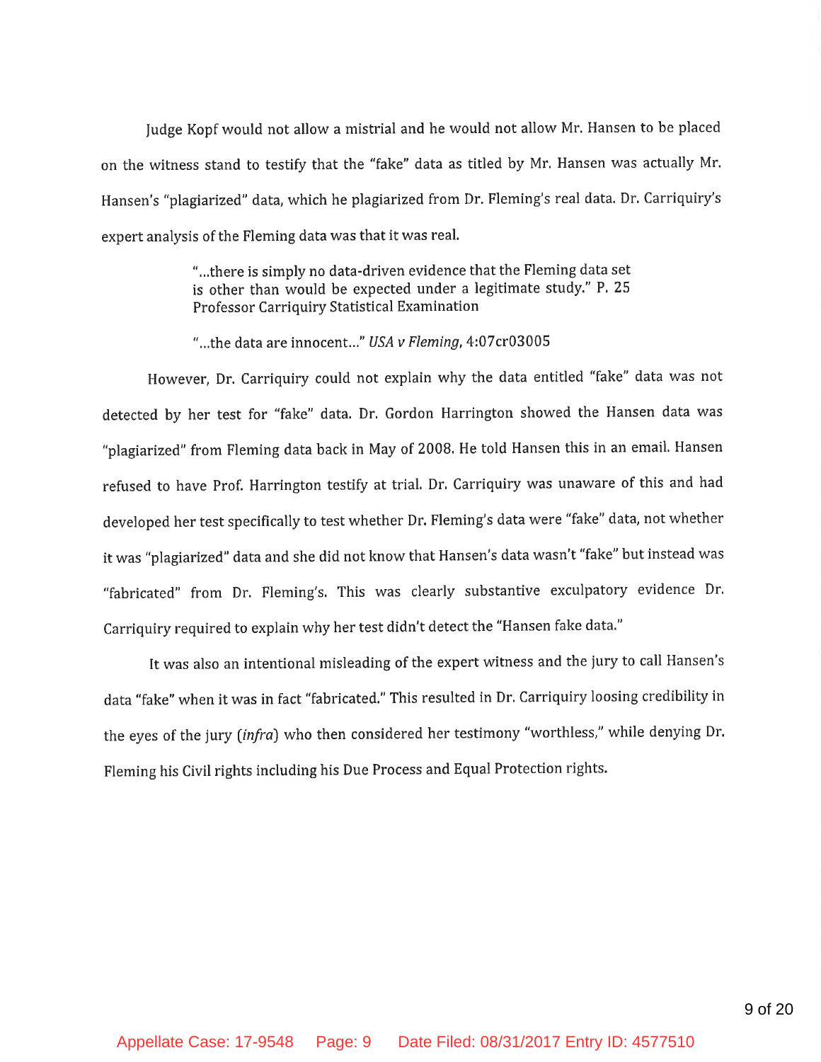Judge Kopf would not allow a mistrial and he would not allow Mr. Hansen to be placed on the witness stand to testify that the "fake" data as titled by Mr. Hansen was actually Mr. Hansen's "plagiarized" data, which he plagiarized from Dr. Fleming's real data. Dr. Carriquiry's expert analysis of the Fleming data was that it was real.

> "...there is simply no data-driven evidence that the Fleming data set is other than would be expected under a legitimate study." P. 25 Professor Carriquiry Statistical Examination
>
> "...the data are innocent..." *USA v Fleming*, 4:07cr03005

However, Dr. Carriquiry could not explain why the data entitled "fake" data was not detected by her test for "fake" data. Dr. Gordon Harrington showed the Hansen data was "plagiarized" from Fleming data back in May of 2008. He told Hansen this in an email. Hansen refused to have Prof. Harrington testify at trial. Dr. Carriquiry was unaware of this and had developed her test specifically to test whether Dr. Fleming's data were "fake" data, not whether it was "plagiarized" data and she did not know that Hansen's data wasn't "fake" but instead was "fabricated" from Dr. Fleming's. This was clearly substantive exculpatory evidence Dr. Carriquiry required to explain why her test didn't detect the "Hansen fake data."

It was also an intentional misleading of the expert witness and the jury to call Hansen's data "fake" when it was in fact "fabricated." This resulted in Dr. Carriquiry loosing credibility in the eyes of the jury (*infra*) who then considered her testimony "worthless," while denying Dr. Fleming his Civil rights including his Due Process and Equal Protection rights.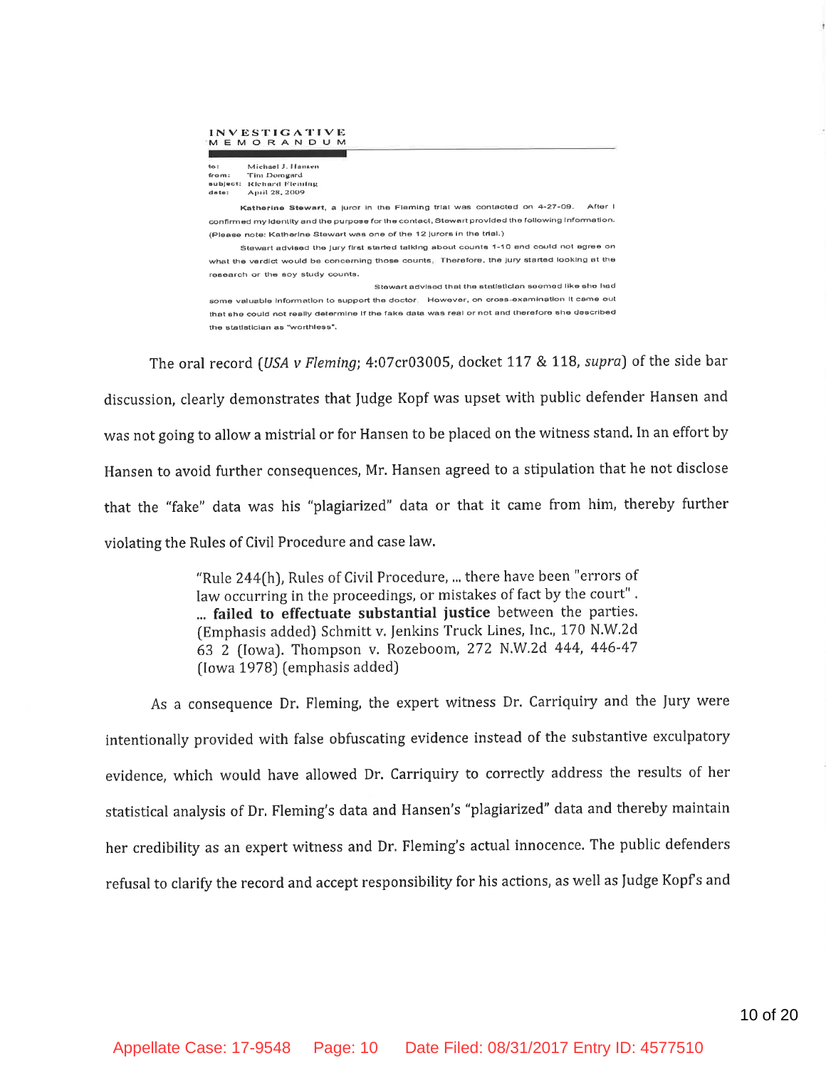**INVESTIGATIVE MEMORANDUM**

to: Michael J. Hansen
from: Tim Domgard
subject: Richard Fleming
date: April 28, 2009

**Katherine Stewart**, a juror in the Fleming trial was contacted on 4-27-09. After I confirmed my identity and the purpose for the contact, Stewart provided the following information. (Please note: Katherine Stewart was one of the 12 jurors in the trial.)

Stewart advised the jury first started talking about counts 1-10 and could not agree on what the verdict would be concerning those counts. Therefore, the jury started looking at the research or the soy study counts.

Stewart advised that the statistician seemed like she had some valuable information to support the doctor. However, on cross-examination it came out that she could not really determine if the fake data was real or not and therefore she described the statistician as "worthless".

The oral record (*USA v Fleming*; 4:07cr03005, docket 117 & 118, *supra*) of the side bar discussion, clearly demonstrates that Judge Kopf was upset with public defender Hansen and was not going to allow a mistrial or for Hansen to be placed on the witness stand. In an effort by Hansen to avoid further consequences, Mr. Hansen agreed to a stipulation that he not disclose that the "fake" data was his "plagiarized" data or that it came from him, thereby further violating the Rules of Civil Procedure and case law.

> "Rule 244(h), Rules of Civil Procedure, ... there have been "errors of law occurring in the proceedings, or mistakes of fact by the court" . ... **failed to effectuate substantial justice** between the parties. (Emphasis added) Schmitt v. Jenkins Truck Lines, Inc., 170 N.W.2d 63 2 (Iowa). Thompson v. Rozeboom, 272 N.W.2d 444, 446-47 (Iowa 1978) (emphasis added)

As a consequence Dr. Fleming, the expert witness Dr. Carriquiry and the Jury were intentionally provided with false obfuscating evidence instead of the substantive exculpatory evidence, which would have allowed Dr. Carriquiry to correctly address the results of her statistical analysis of Dr. Fleming's data and Hansen's "plagiarized" data and thereby maintain her credibility as an expert witness and Dr. Fleming's actual innocence. The public defenders refusal to clarify the record and accept responsibility for his actions, as well as Judge Kopf's and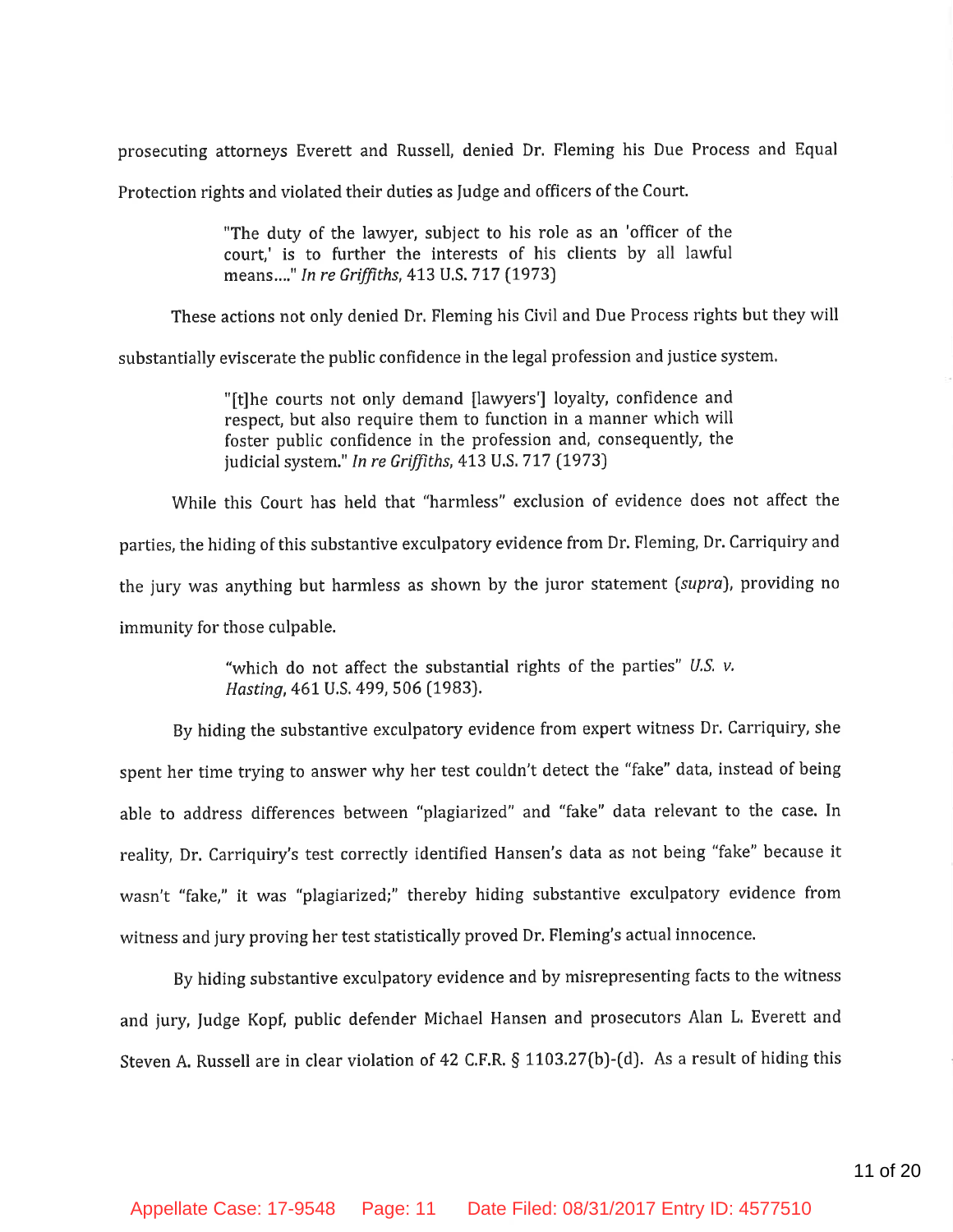prosecuting attorneys Everett and Russell, denied Dr. Fleming his Due Process and Equal Protection rights and violated their duties as Judge and officers of the Court.

> "The duty of the lawyer, subject to his role as an 'officer of the court,' is to further the interests of his clients by all lawful means...." *In re Griffiths*, 413 U.S. 717 (1973)

These actions not only denied Dr. Fleming his Civil and Due Process rights but they will substantially eviscerate the public confidence in the legal profession and justice system.

> "[t]he courts not only demand [lawyers'] loyalty, confidence and respect, but also require them to function in a manner which will foster public confidence in the profession and, consequently, the judicial system." *In re Griffiths*, 413 U.S. 717 (1973)

While this Court has held that "harmless" exclusion of evidence does not affect the parties, the hiding of this substantive exculpatory evidence from Dr. Fleming, Dr. Carriquiry and the jury was anything but harmless as shown by the juror statement (*supra*), providing no immunity for those culpable.

> "which do not affect the substantial rights of the parties" *U.S. v. Hasting*, 461 U.S. 499, 506 (1983).

By hiding the substantive exculpatory evidence from expert witness Dr. Carriquiry, she spent her time trying to answer why her test couldn't detect the "fake" data, instead of being able to address differences between "plagiarized" and "fake" data relevant to the case. In reality, Dr. Carriquiry's test correctly identified Hansen's data as not being "fake" because it wasn't "fake," it was "plagiarized;" thereby hiding substantive exculpatory evidence from witness and jury proving her test statistically proved Dr. Fleming's actual innocence.

By hiding substantive exculpatory evidence and by misrepresenting facts to the witness and jury, Judge Kopf, public defender Michael Hansen and prosecutors Alan L. Everett and Steven A. Russell are in clear violation of 42 C.F.R. § 1103.27(b)-(d). As a result of hiding this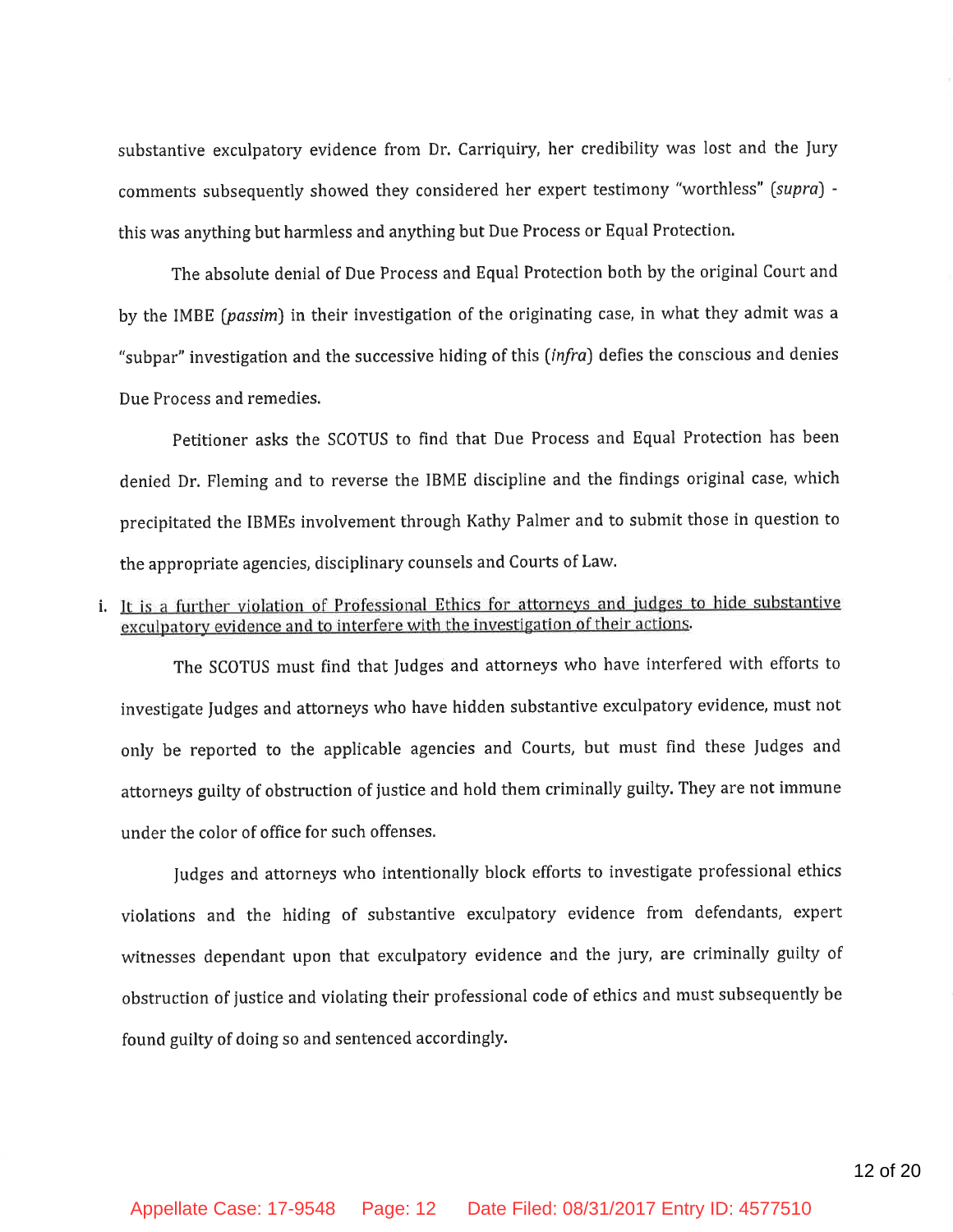substantive exculpatory evidence from Dr. Carriquiry, her credibility was lost and the Jury comments subsequently showed they considered her expert testimony "worthless" (*supra*) - this was anything but harmless and anything but Due Process or Equal Protection.

The absolute denial of Due Process and Equal Protection both by the original Court and by the IMBE (*passim*) in their investigation of the originating case, in what they admit was a "subpar" investigation and the successive hiding of this (*infra*) defies the conscious and denies Due Process and remedies.

Petitioner asks the SCOTUS to find that Due Process and Equal Protection has been denied Dr. Fleming and to reverse the IBME discipline and the findings original case, which precipitated the IBMEs involvement through Kathy Palmer and to submit those in question to the appropriate agencies, disciplinary counsels and Courts of Law.

i. <u>It is a further violation of Professional Ethics for attorneys and judges to hide substantive exculpatory evidence and to interfere with the investigation of their actions</u>.

The SCOTUS must find that Judges and attorneys who have interfered with efforts to investigate Judges and attorneys who have hidden substantive exculpatory evidence, must not only be reported to the applicable agencies and Courts, but must find these Judges and attorneys guilty of obstruction of justice and hold them criminally guilty. They are not immune under the color of office for such offenses.

Judges and attorneys who intentionally block efforts to investigate professional ethics violations and the hiding of substantive exculpatory evidence from defendants, expert witnesses dependant upon that exculpatory evidence and the jury, are criminally guilty of obstruction of justice and violating their professional code of ethics and must subsequently be found guilty of doing so and sentenced accordingly.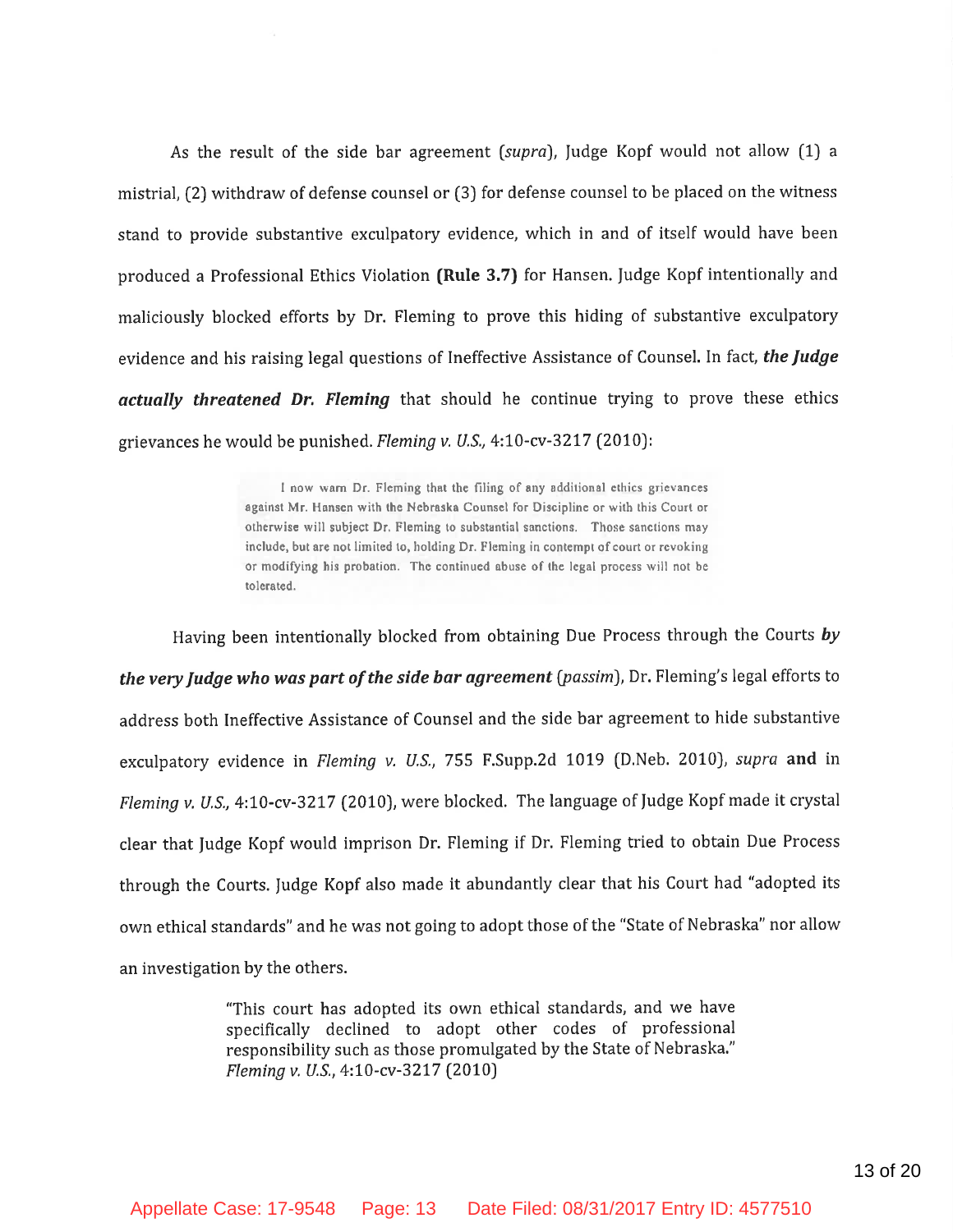As the result of the side bar agreement (*supra*), Judge Kopf would not allow (1) a mistrial, (2) withdraw of defense counsel or (3) for defense counsel to be placed on the witness stand to provide substantive exculpatory evidence, which in and of itself would have been produced a Professional Ethics Violation **(Rule 3.7)** for Hansen. Judge Kopf intentionally and maliciously blocked efforts by Dr. Fleming to prove this hiding of substantive exculpatory evidence and his raising legal questions of Ineffective Assistance of Counsel. In fact, ***the Judge actually threatened Dr. Fleming*** that should he continue trying to prove these ethics grievances he would be punished. *Fleming v. U.S.*, 4:10-cv-3217 (2010):

> I now warn Dr. Fleming that the filing of any additional ethics grievances against Mr. Hansen with the Nebraska Counsel for Discipline or with this Court or otherwise will subject Dr. Fleming to substantial sanctions. Those sanctions may include, but are not limited to, holding Dr. Fleming in contempt of court or revoking or modifying his probation. The continued abuse of the legal process will not be tolerated.

Having been intentionally blocked from obtaining Due Process through the Courts ***by the very Judge who was part of the side bar agreement*** (*passim*), Dr. Fleming's legal efforts to address both Ineffective Assistance of Counsel and the side bar agreement to hide substantive exculpatory evidence in *Fleming v. U.S.*, 755 F.Supp.2d 1019 (D.Neb. 2010), *supra* **and** in *Fleming v. U.S.*, 4:10-cv-3217 (2010), were blocked. The language of Judge Kopf made it crystal clear that Judge Kopf would imprison Dr. Fleming if Dr. Fleming tried to obtain Due Process through the Courts. Judge Kopf also made it abundantly clear that his Court had "adopted its own ethical standards" and he was not going to adopt those of the "State of Nebraska" nor allow an investigation by the others.

> "This court has adopted its own ethical standards, and we have specifically declined to adopt other codes of professional responsibility such as those promulgated by the State of Nebraska." *Fleming v. U.S.*, 4:10-cv-3217 (2010)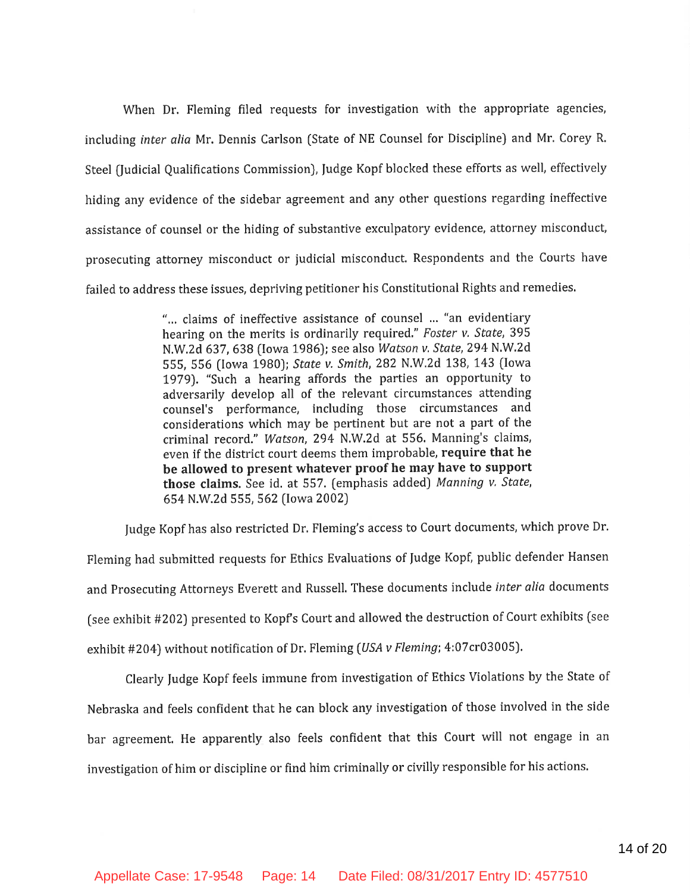When Dr. Fleming filed requests for investigation with the appropriate agencies, including *inter alia* Mr. Dennis Carlson (State of NE Counsel for Discipline) and Mr. Corey R. Steel (Judicial Qualifications Commission), Judge Kopf blocked these efforts as well, effectively hiding any evidence of the sidebar agreement and any other questions regarding ineffective assistance of counsel or the hiding of substantive exculpatory evidence, attorney misconduct, prosecuting attorney misconduct or judicial misconduct. Respondents and the Courts have failed to address these issues, depriving petitioner his Constitutional Rights and remedies.

> "... claims of ineffective assistance of counsel ... "an evidentiary hearing on the merits is ordinarily required." *Foster v. State*, 395 N.W.2d 637, 638 (Iowa 1986); see also *Watson v. State*, 294 N.W.2d 555, 556 (Iowa 1980); *State v. Smith*, 282 N.W.2d 138, 143 (Iowa 1979). "Such a hearing affords the parties an opportunity to adversarily develop all of the relevant circumstances attending counsel's performance, including those circumstances and considerations which may be pertinent but are not a part of the criminal record." *Watson*, 294 N.W.2d at 556. Manning's claims, even if the district court deems them improbable, **require that he be allowed to present whatever proof he may have to support those claims.** See id. at 557. (emphasis added) *Manning v. State*, 654 N.W.2d 555, 562 (Iowa 2002)

Judge Kopf has also restricted Dr. Fleming's access to Court documents, which prove Dr. Fleming had submitted requests for Ethics Evaluations of Judge Kopf, public defender Hansen and Prosecuting Attorneys Everett and Russell. These documents include *inter alia* documents (see exhibit #202) presented to Kopf's Court and allowed the destruction of Court exhibits (see exhibit #204) without notification of Dr. Fleming (*USA v Fleming*; 4:07cr03005).

Clearly Judge Kopf feels immune from investigation of Ethics Violations by the State of Nebraska and feels confident that he can block any investigation of those involved in the side bar agreement. He apparently also feels confident that this Court will not engage in an investigation of him or discipline or find him criminally or civilly responsible for his actions.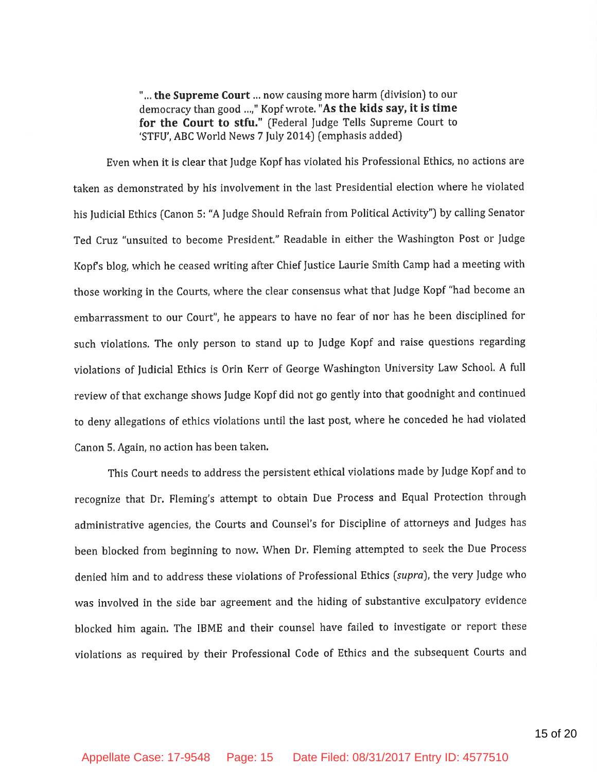> "... **the Supreme Court** ... now causing more harm (division) to our democracy than good ...," Kopf wrote. "**As the kids say, it is time for the Court to stfu.**" (Federal Judge Tells Supreme Court to 'STFU', ABC World News 7 July 2014) (emphasis added)

Even when it is clear that Judge Kopf has violated his Professional Ethics, no actions are taken as demonstrated by his involvement in the last Presidential election where he violated his Judicial Ethics (Canon 5: "A Judge Should Refrain from Political Activity") by calling Senator Ted Cruz "unsuited to become President." Readable in either the Washington Post or Judge Kopf's blog, which he ceased writing after Chief Justice Laurie Smith Camp had a meeting with those working in the Courts, where the clear consensus what that Judge Kopf "had become an embarrassment to our Court", he appears to have no fear of nor has he been disciplined for such violations. The only person to stand up to Judge Kopf and raise questions regarding violations of Judicial Ethics is Orin Kerr of George Washington University Law School. A full review of that exchange shows Judge Kopf did not go gently into that goodnight and continued to deny allegations of ethics violations until the last post, where he conceded he had violated Canon 5. Again, no action has been taken.

This Court needs to address the persistent ethical violations made by Judge Kopf and to recognize that Dr. Fleming's attempt to obtain Due Process and Equal Protection through administrative agencies, the Courts and Counsel's for Discipline of attorneys and Judges has been blocked from beginning to now. When Dr. Fleming attempted to seek the Due Process denied him and to address these violations of Professional Ethics (*supra*), the very Judge who was involved in the side bar agreement and the hiding of substantive exculpatory evidence blocked him again. The IBME and their counsel have failed to investigate or report these violations as required by their Professional Code of Ethics and the subsequent Courts and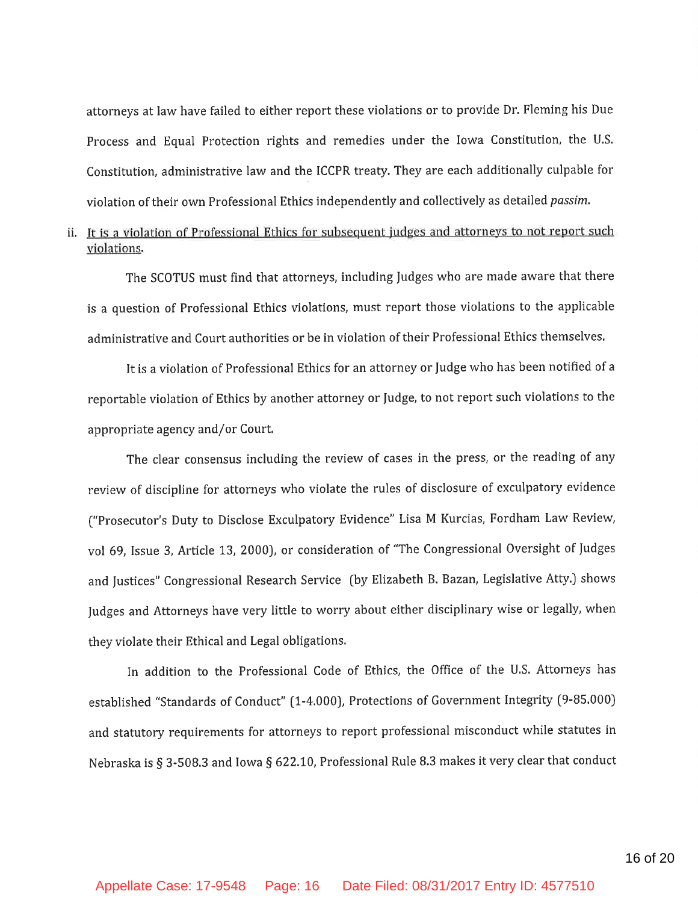attorneys at law have failed to either report these violations or to provide Dr. Fleming his Due Process and Equal Protection rights and remedies under the Iowa Constitution, the U.S. Constitution, administrative law and the ICCPR treaty. They are each additionally culpable for violation of their own Professional Ethics independently and collectively as detailed *passim*.

ii. <u>It is a violation of Professional Ethics for subsequent judges and attorneys to not report such violations</u>.

The SCOTUS must find that attorneys, including Judges who are made aware that there is a question of Professional Ethics violations, must report those violations to the applicable administrative and Court authorities or be in violation of their Professional Ethics themselves.

It is a violation of Professional Ethics for an attorney or Judge who has been notified of a reportable violation of Ethics by another attorney or Judge, to not report such violations to the appropriate agency and/or Court.

The clear consensus including the review of cases in the press, or the reading of any review of discipline for attorneys who violate the rules of disclosure of exculpatory evidence ("Prosecutor's Duty to Disclose Exculpatory Evidence" Lisa M Kurcias, Fordham Law Review, vol 69, Issue 3, Article 13, 2000), or consideration of "The Congressional Oversight of Judges and Justices" Congressional Research Service (by Elizabeth B. Bazan, Legislative Atty.) shows Judges and Attorneys have very little to worry about either disciplinary wise or legally, when they violate their Ethical and Legal obligations.

In addition to the Professional Code of Ethics, the Office of the U.S. Attorneys has established "Standards of Conduct" (1-4.000), Protections of Government Integrity (9-85.000) and statutory requirements for attorneys to report professional misconduct while statutes in Nebraska is § 3-508.3 and Iowa § 622.10, Professional Rule 8.3 makes it very clear that conduct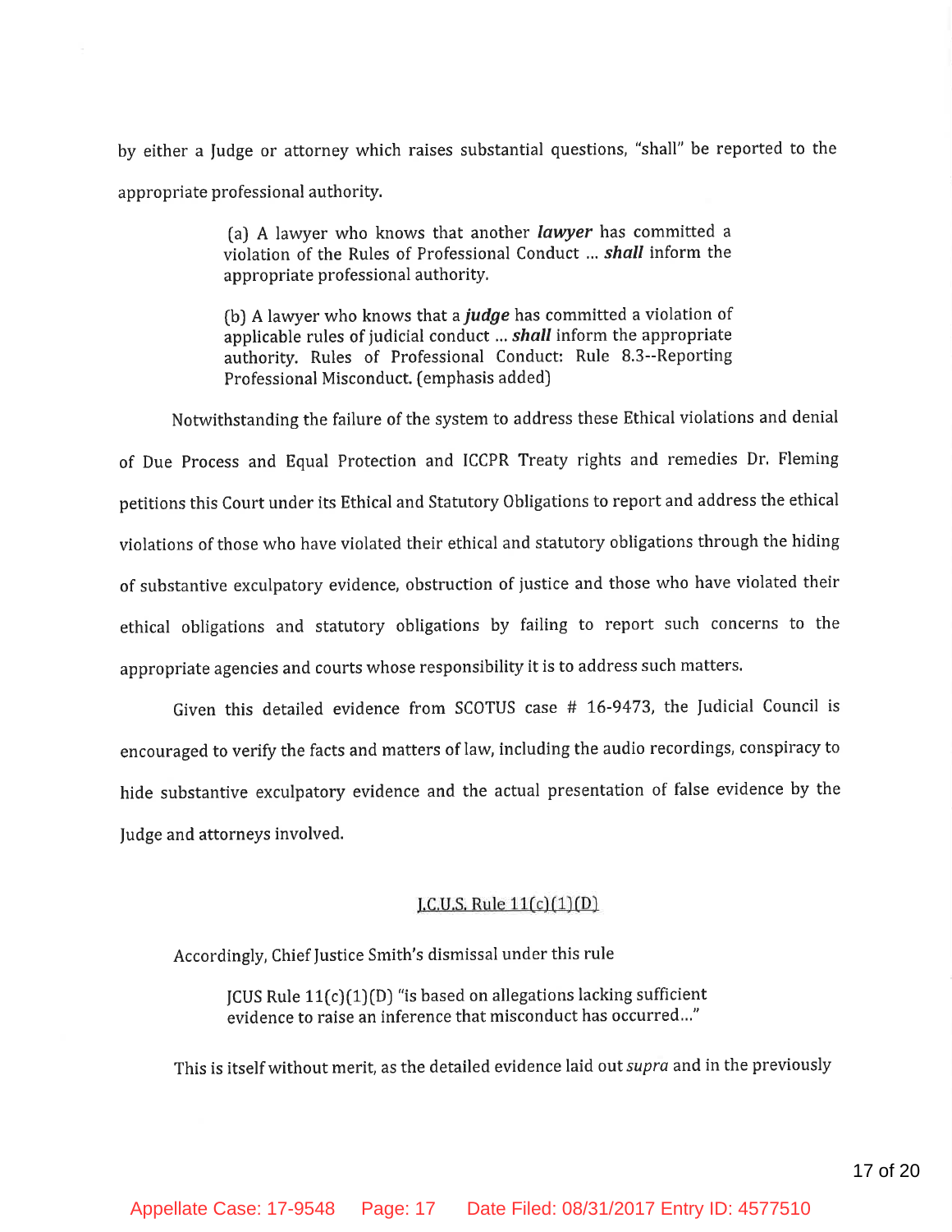by either a Judge or attorney which raises substantial questions, "shall" be reported to the appropriate professional authority.

> (a) A lawyer who knows that another ***lawyer*** has committed a violation of the Rules of Professional Conduct ... ***shall*** inform the appropriate professional authority.
>
> (b) A lawyer who knows that a ***judge*** has committed a violation of applicable rules of judicial conduct ... ***shall*** inform the appropriate authority. Rules of Professional Conduct: Rule 8.3--Reporting Professional Misconduct. (emphasis added)

Notwithstanding the failure of the system to address these Ethical violations and denial of Due Process and Equal Protection and ICCPR Treaty rights and remedies Dr. Fleming petitions this Court under its Ethical and Statutory Obligations to report and address the ethical violations of those who have violated their ethical and statutory obligations through the hiding of substantive exculpatory evidence, obstruction of justice and those who have violated their ethical obligations and statutory obligations by failing to report such concerns to the appropriate agencies and courts whose responsibility it is to address such matters.

Given this detailed evidence from SCOTUS case # 16-9473, the Judicial Council is encouraged to verify the facts and matters of law, including the audio recordings, conspiracy to hide substantive exculpatory evidence and the actual presentation of false evidence by the Judge and attorneys involved.

<u>J.C.U.S. Rule 11(c)(1)(D)</u>

Accordingly, Chief Justice Smith's dismissal under this rule

> JCUS Rule 11(c)(1)(D) "is based on allegations lacking sufficient evidence to raise an inference that misconduct has occurred..."

This is itself without merit, as the detailed evidence laid out *supra* and in the previously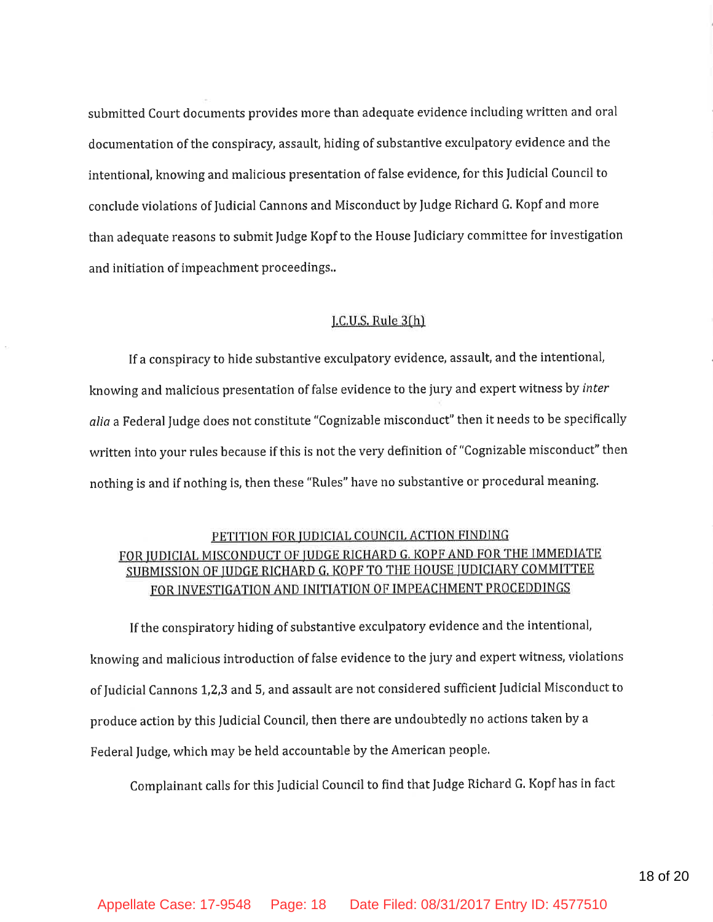submitted Court documents provides more than adequate evidence including written and oral documentation of the conspiracy, assault, hiding of substantive exculpatory evidence and the intentional, knowing and malicious presentation of false evidence, for this Judicial Council to conclude violations of Judicial Cannons and Misconduct by Judge Richard G. Kopf and more than adequate reasons to submit Judge Kopf to the House Judiciary committee for investigation and initiation of impeachment proceedings..

J.C.U.S. Rule 3(h)

If a conspiracy to hide substantive exculpatory evidence, assault, and the intentional, knowing and malicious presentation of false evidence to the jury and expert witness by *inter alia* a Federal Judge does not constitute "Cognizable misconduct" then it needs to be specifically written into your rules because if this is not the very definition of "Cognizable misconduct" then nothing is and if nothing is, then these "Rules" have no substantive or procedural meaning.

PETITION FOR JUDICIAL COUNCIL ACTION FINDING FOR JUDICIAL MISCONDUCT OF JUDGE RICHARD G. KOPF AND FOR THE IMMEDIATE SUBMISSION OF JUDGE RICHARD G. KOPF TO THE HOUSE JUDICIARY COMMITTEE FOR INVESTIGATION AND INITIATION OF IMPEACHMENT PROCEDDINGS

If the conspiratory hiding of substantive exculpatory evidence and the intentional, knowing and malicious introduction of false evidence to the jury and expert witness, violations of Judicial Cannons 1,2,3 and 5, and assault are not considered sufficient Judicial Misconduct to produce action by this Judicial Council, then there are undoubtedly no actions taken by a Federal Judge, which may be held accountable by the American people.

Complainant calls for this Judicial Council to find that Judge Richard G. Kopf has in fact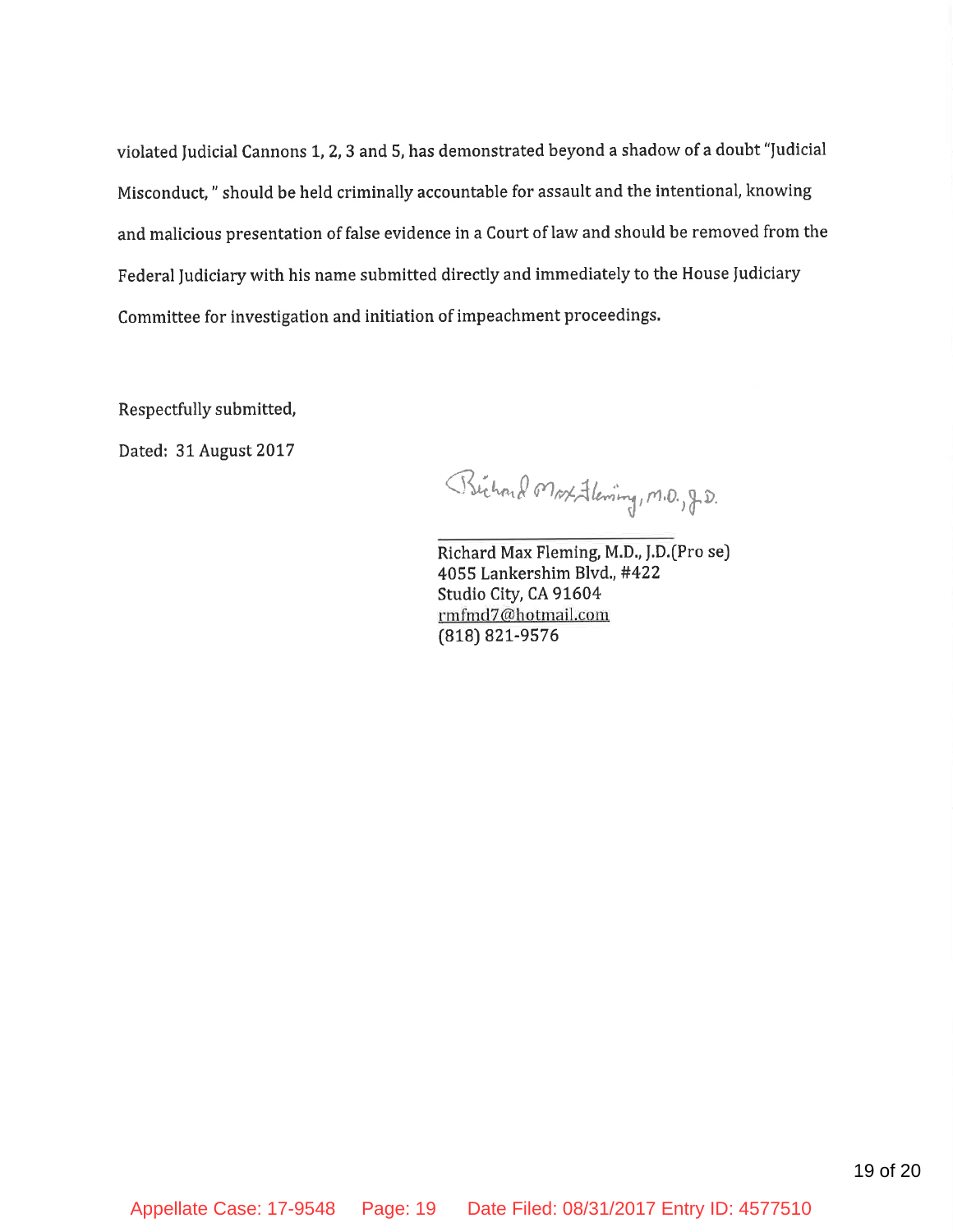violated Judicial Cannons 1, 2, 3 and 5, has demonstrated beyond a shadow of a doubt "Judicial Misconduct, " should be held criminally accountable for assault and the intentional, knowing and malicious presentation of false evidence in a Court of law and should be removed from the Federal Judiciary with his name submitted directly and immediately to the House Judiciary Committee for investigation and initiation of impeachment proceedings.

Respectfully submitted,

Dated: 31 August 2017

Richard Max Fleming, M.D., J.D.

Richard Max Fleming, M.D., J.D.(Pro se)
4055 Lankershim Blvd., #422
Studio City, CA 91604
rmfmd7@hotmail.com
(818) 821-9576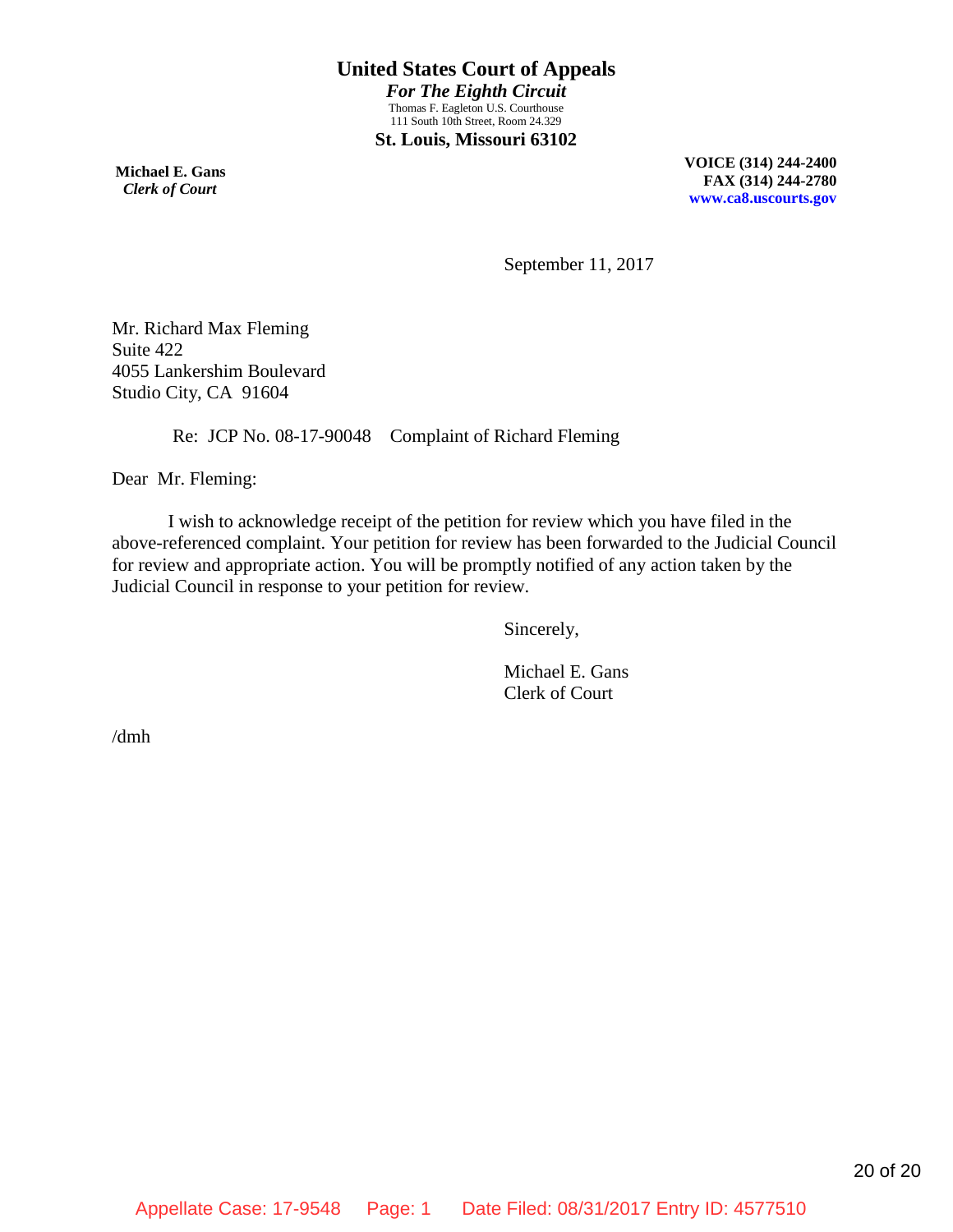**United States Court of Appeals**
***For The Eighth Circuit***
Thomas F. Eagleton U.S. Courthouse
111 South 10th Street, Room 24.329
**St. Louis, Missouri 63102**

**Michael E. Gans**
***Clerk of Court***

**VOICE (314) 244-2400**
**FAX (314) 244-2780**
**www.ca8.uscourts.gov**

September 11, 2017

Mr. Richard Max Fleming
Suite 422
4055 Lankershim Boulevard
Studio City, CA 91604

Re: JCP No. 08-17-90048 Complaint of Richard Fleming

Dear Mr. Fleming:

I wish to acknowledge receipt of the petition for review which you have filed in the above-referenced complaint. Your petition for review has been forwarded to the Judicial Council for review and appropriate action. You will be promptly notified of any action taken by the Judicial Council in response to your petition for review.

Sincerely,

Michael E. Gans
Clerk of Court

/dmh